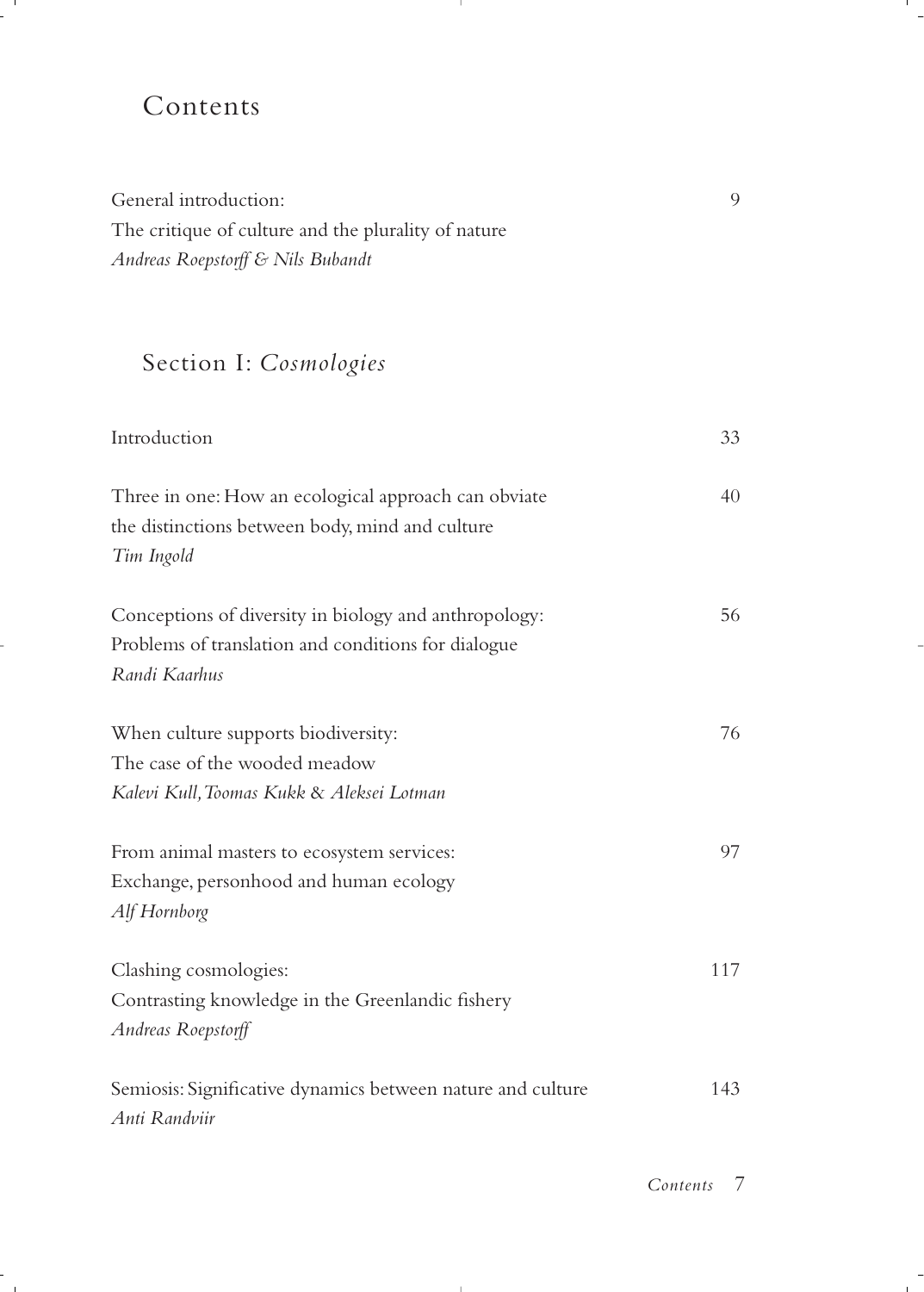# Contents

General introduction:
The critique of culture and the plurality of nature
*Andreas Roepstorff & Nils Bubandt* 9

## Section I: *Cosmologies*

Introduction 33

Three in one: How an ecological approach can obviate the distinctions between body, mind and culture
*Tim Ingold* 40

Conceptions of diversity in biology and anthropology: Problems of translation and conditions for dialogue
*Randi Kaarhus* 56

When culture supports biodiversity: The case of the wooded meadow
*Kalevi Kull, Toomas Kukk & Aleksei Lotman* 76

From animal masters to ecosystem services: Exchange, personhood and human ecology
*Alf Hornborg* 97

Clashing cosmologies: Contrasting knowledge in the Greenlandic fishery
*Andreas Roepstorff* 117

Semiosis: Significative dynamics between nature and culture
*Anti Randviir* 143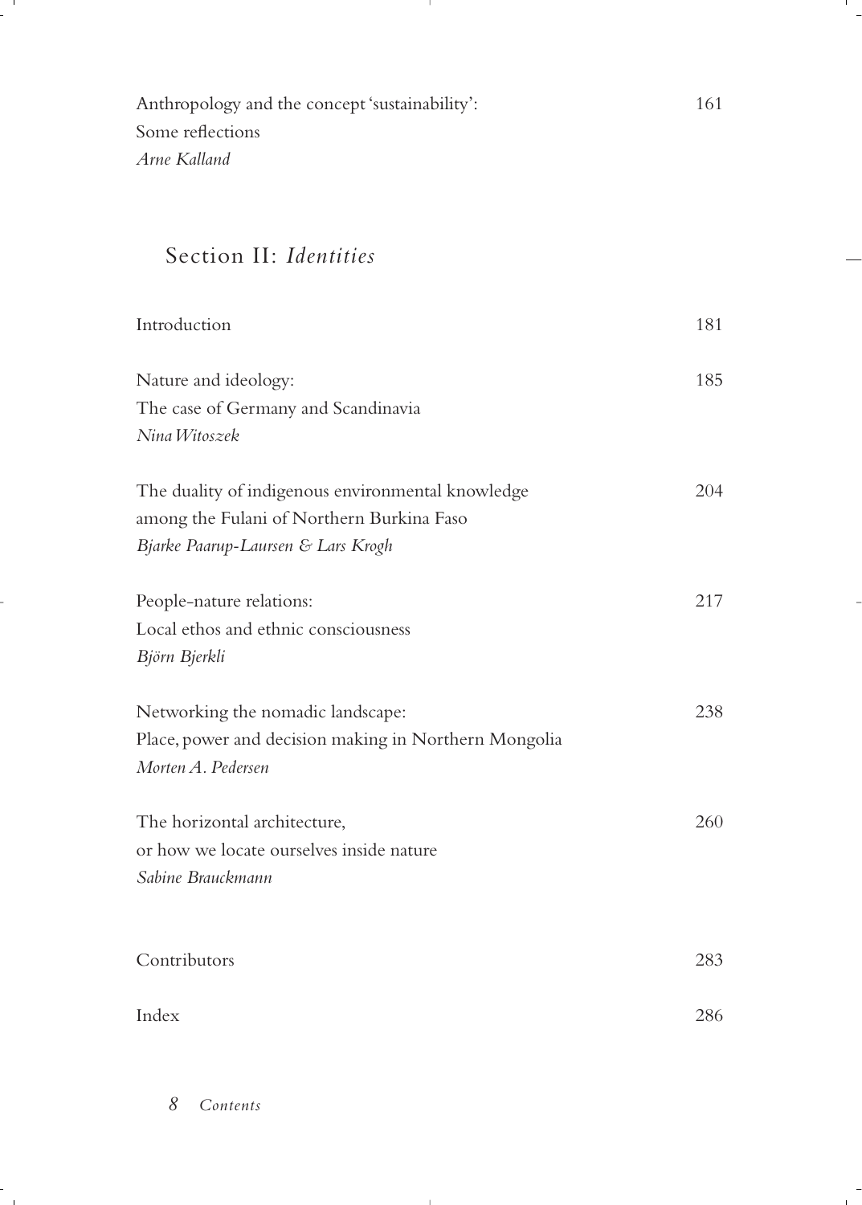Anthropology and the concept 'sustainability': Some reflections 161
*Arne Kalland*

## Section II: *Identities*

Introduction 181

Nature and ideology: The case of Germany and Scandinavia 185
*Nina Witoszek*

The duality of indigenous environmental knowledge among the Fulani of Northern Burkina Faso 204
*Bjarke Paarup-Laursen & Lars Krogh*

People-nature relations: Local ethos and ethnic consciousness 217
*Björn Bjerkli*

Networking the nomadic landscape: Place, power and decision making in Northern Mongolia 238
*Morten A. Pedersen*

The horizontal architecture, or how we locate ourselves inside nature 260
*Sabine Brauckmann*

Contributors 283

Index 286